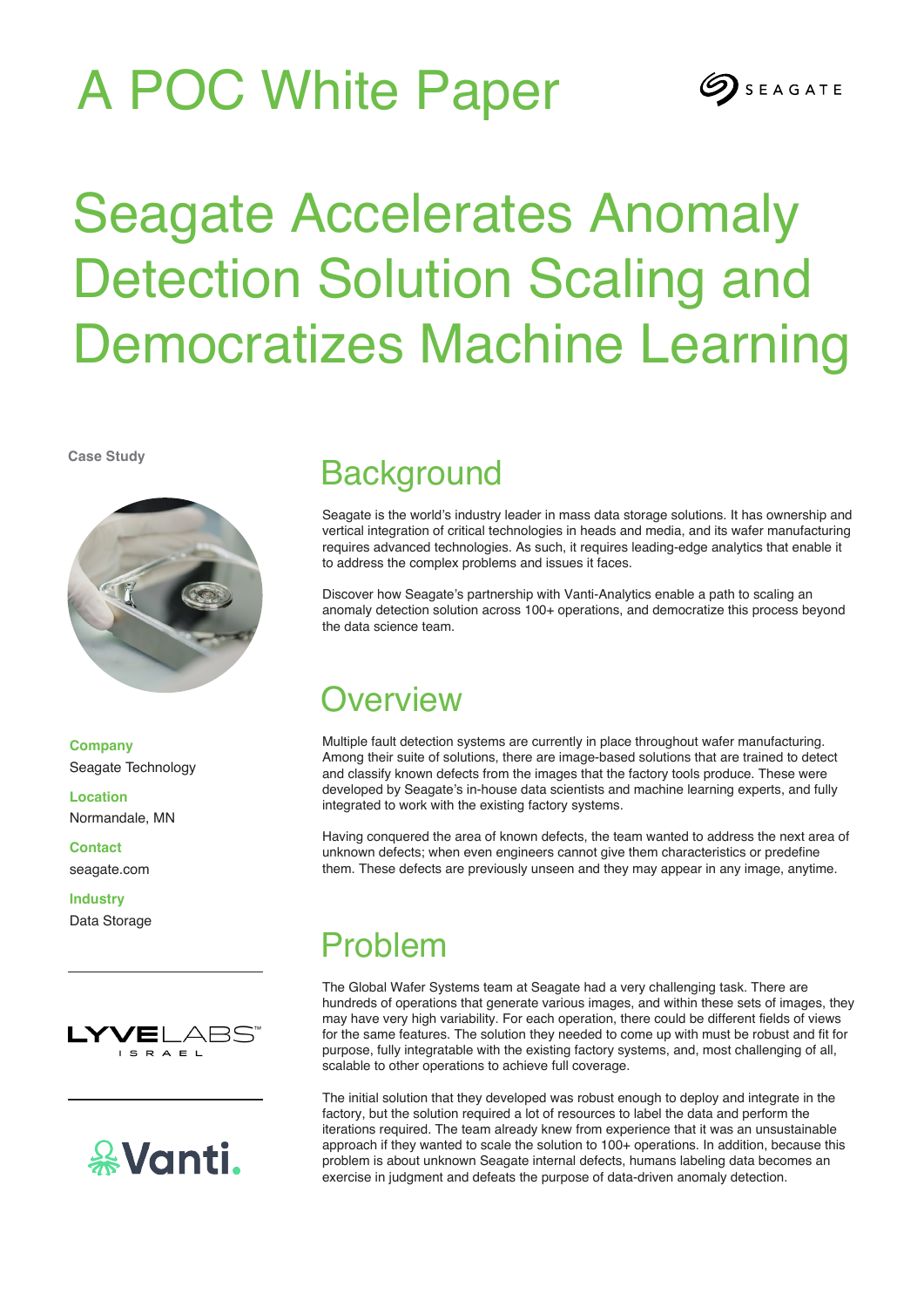# A POC White Paper

# Seagate Accelerates Anomaly Detection Solution Scaling and Democratizes Machine Learning

**Case Study**

**Company**
Seagate Technology

**Location**
Normandale, MN

**Contact**
seagate.com

**Industry**
Data Storage

## Background

Seagate is the world's industry leader in mass data storage solutions. It has ownership and vertical integration of critical technologies in heads and media, and its wafer manufacturing requires advanced technologies. As such, it requires leading-edge analytics that enable it to address the complex problems and issues it faces.

Discover how Seagate's partnership with Vanti-Analytics enable a path to scaling an anomaly detection solution across 100+ operations, and democratize this process beyond the data science team.

## Overview

Multiple fault detection systems are currently in place throughout wafer manufacturing. Among their suite of solutions, there are image-based solutions that are trained to detect and classify known defects from the images that the factory tools produce. These were developed by Seagate's in-house data scientists and machine learning experts, and fully integrated to work with the existing factory systems.

Having conquered the area of known defects, the team wanted to address the next area of unknown defects; when even engineers cannot give them characteristics or predefine them. These defects are previously unseen and they may appear in any image, anytime.

## Problem

The Global Wafer Systems team at Seagate had a very challenging task. There are hundreds of operations that generate various images, and within these sets of images, they may have very high variability. For each operation, there could be different fields of views for the same features. The solution they needed to come up with must be robust and fit for purpose, fully integratable with the existing factory systems, and, most challenging of all, scalable to other operations to achieve full coverage.

The initial solution that they developed was robust enough to deploy and integrate in the factory, but the solution required a lot of resources to label the data and perform the iterations required. The team already knew from experience that it was an unsustainable approach if they wanted to scale the solution to 100+ operations. In addition, because this problem is about unknown Seagate internal defects, humans labeling data becomes an exercise in judgment and defeats the purpose of data-driven anomaly detection.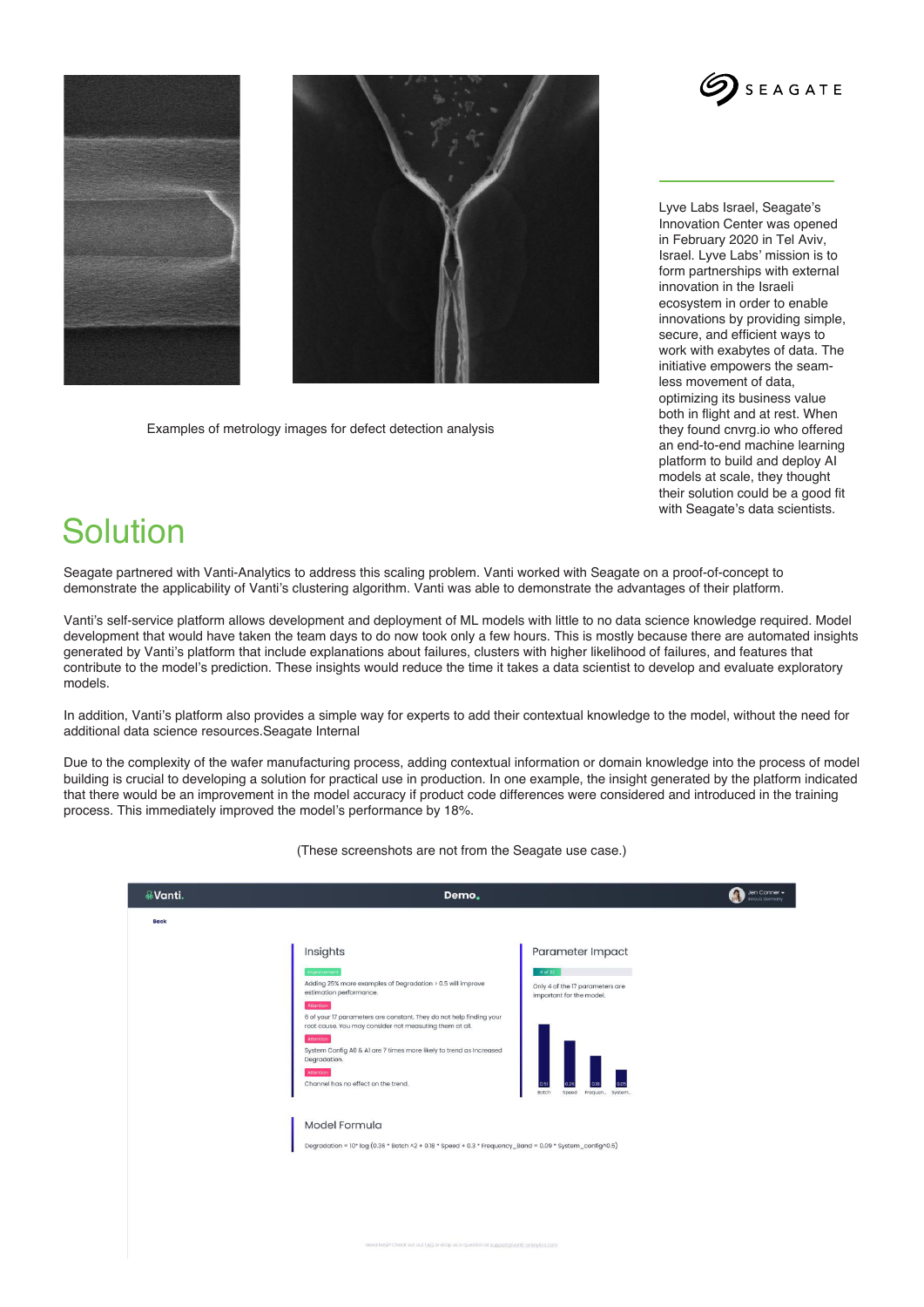Examples of metrology images for defect detection analysis

Lyve Labs Israel, Seagate's Innovation Center was opened in February 2020 in Tel Aviv, Israel. Lyve Labs' mission is to form partnerships with external innovation in the Israeli ecosystem in order to enable innovations by providing simple, secure, and efficient ways to work with exabytes of data. The initiative empowers the seam-less movement of data, optimizing its business value both in flight and at rest. When they found cnvrg.io who offered an end-to-end machine learning platform to build and deploy AI models at scale, they thought their solution could be a good fit with Seagate's data scientists.

# Solution

Seagate partnered with Vanti-Analytics to address this scaling problem. Vanti worked with Seagate on a proof-of-concept to demonstrate the applicability of Vanti's clustering algorithm. Vanti was able to demonstrate the advantages of their platform.

Vanti's self-service platform allows development and deployment of ML models with little to no data science knowledge required. Model development that would have taken the team days to do now took only a few hours. This is mostly because there are automated insights generated by Vanti's platform that include explanations about failures, clusters with higher likelihood of failures, and features that contribute to the model's prediction. These insights would reduce the time it takes a data scientist to develop and evaluate exploratory models.

In addition, Vanti's platform also provides a simple way for experts to add their contextual knowledge to the model, without the need for additional data science resources.Seagate Internal

Due to the complexity of the wafer manufacturing process, adding contextual information or domain knowledge into the process of model building is crucial to developing a solution for practical use in production. In one example, the insight generated by the platform indicated that there would be an improvement in the model accuracy if product code differences were considered and introduced in the training process. This immediately improved the model's performance by 18%.

(These screenshots are not from the Seagate use case.)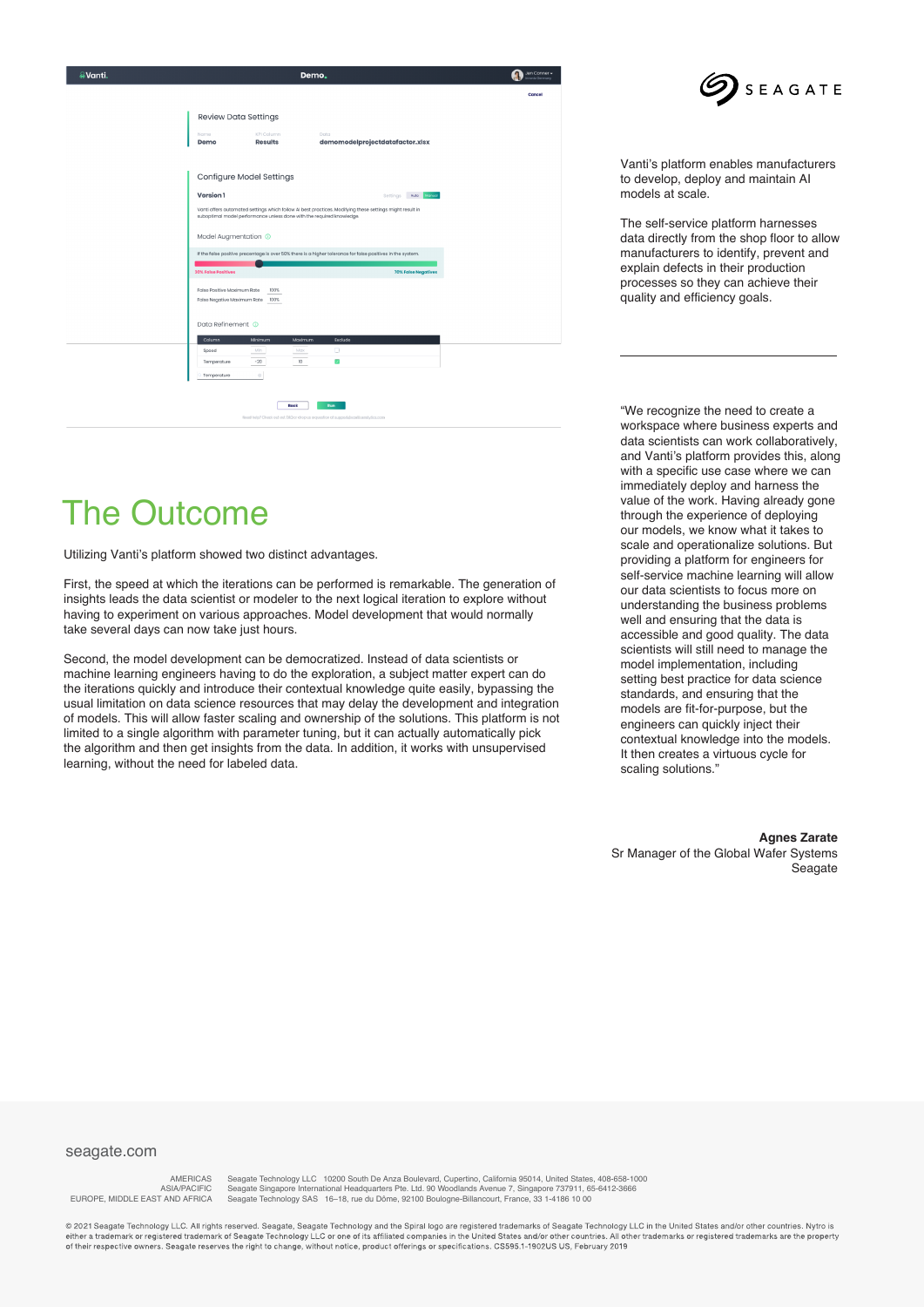SEAGATE

Vanti's platform enables manufacturers to develop, deploy and maintain AI models at scale.

The self-service platform harnesses data directly from the shop floor to allow manufacturers to identify, prevent and explain defects in their production processes so they can achieve their quality and efficiency goals.

"We recognize the need to create a workspace where business experts and data scientists can work collaboratively, and Vanti's platform provides this, along with a specific use case where we can immediately deploy and harness the value of the work. Having already gone through the experience of deploying our models, we know what it takes to scale and operationalize solutions. But providing a platform for engineers for self-service machine learning will allow our data scientists to focus more on understanding the business problems well and ensuring that the data is accessible and good quality. The data scientists will still need to manage the model implementation, including setting best practice for data science standards, and ensuring that the models are fit-for-purpose, but the engineers can quickly inject their contextual knowledge into the models. It then creates a virtuous cycle for scaling solutions."

**Agnes Zarate**
Sr Manager of the Global Wafer Systems
Seagate

# The Outcome

Utilizing Vanti's platform showed two distinct advantages.

First, the speed at which the iterations can be performed is remarkable. The generation of insights leads the data scientist or modeler to the next logical iteration to explore without having to experiment on various approaches. Model development that would normally take several days can now take just hours.

Second, the model development can be democratized. Instead of data scientists or machine learning engineers having to do the exploration, a subject matter expert can do the iterations quickly and introduce their contextual knowledge quite easily, bypassing the usual limitation on data science resources that may delay the development and integration of models. This will allow faster scaling and ownership of the solutions. This platform is not limited to a single algorithm with parameter tuning, but it can actually automatically pick the algorithm and then get insights from the data. In addition, it works with unsupervised learning, without the need for labeled data.

seagate.com

AMERICAS Seagate Technology LLC 10200 South De Anza Boulevard, Cupertino, California 95014, United States, 408-658-1000
ASIA/PACIFIC Seagate Singapore International Headquarters Pte. Ltd. 90 Woodlands Avenue 7, Singapore 737911, 65-6412-3666
EUROPE, MIDDLE EAST AND AFRICA Seagate Technology SAS 16–18, rue du Dôme, 92100 Boulogne-Billancourt, France, 33 1-4186 10 00

© 2021 Seagate Technology LLC. All rights reserved. Seagate, Seagate Technology and the Spiral logo are registered trademarks of Seagate Technology LLC in the United States and/or other countries. Nytro is either a trademark or registered trademark of Seagate Technology LLC or one of its affiliated companies in the United States and/or other countries. All other trademarks or registered trademarks are the property of their respective owners. Seagate reserves the right to change, without notice, product offerings or specifications. CS595.1-1902US US, February 2019